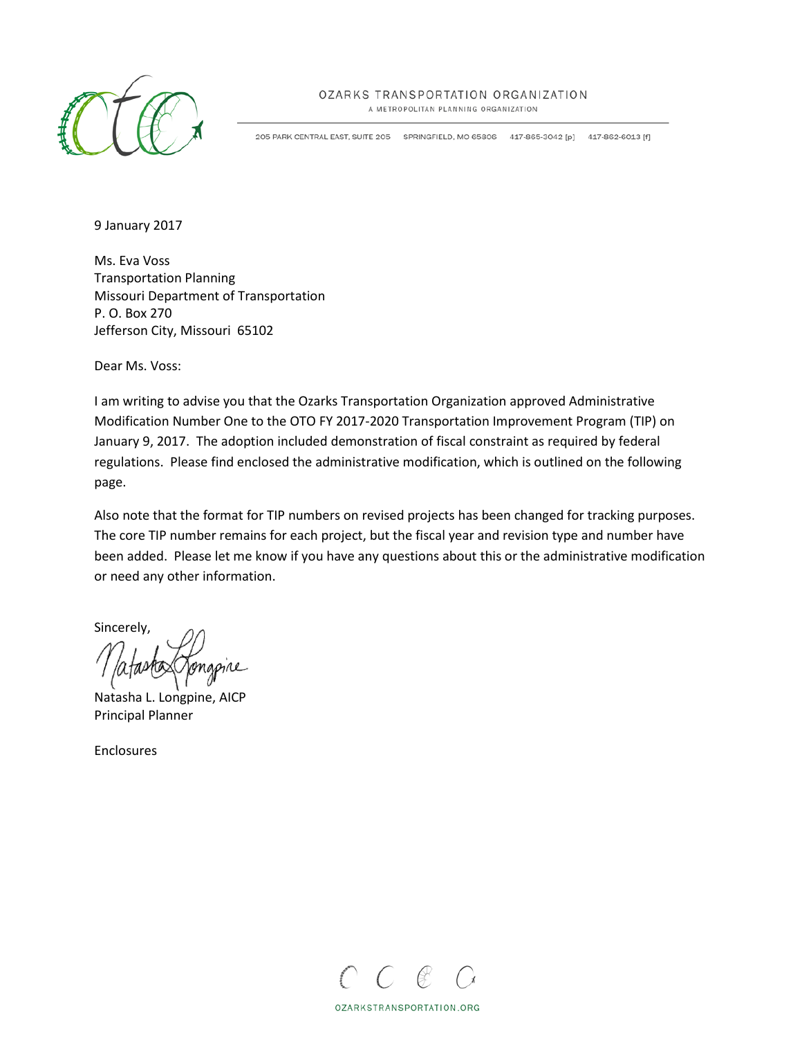OZARKS TRANSPORTATION ORGANIZATION
A METROPOLITAN PLANNING ORGANIZATION

205 PARK CENTRAL EAST, SUITE 205 SPRINGFIELD, MO 65806 417-865-3042 [p] 417-862-6013 [f]

9 January 2017

Ms. Eva Voss
Transportation Planning
Missouri Department of Transportation
P. O. Box 270
Jefferson City, Missouri 65102

Dear Ms. Voss:

I am writing to advise you that the Ozarks Transportation Organization approved Administrative Modification Number One to the OTO FY 2017-2020 Transportation Improvement Program (TIP) on January 9, 2017. The adoption included demonstration of fiscal constraint as required by federal regulations. Please find enclosed the administrative modification, which is outlined on the following page.

Also note that the format for TIP numbers on revised projects has been changed for tracking purposes. The core TIP number remains for each project, but the fiscal year and revision type and number have been added. Please let me know if you have any questions about this or the administrative modification or need any other information.

Sincerely,

Natasha L. Longpine, AICP
Principal Planner

Enclosures

OZARKSTRANSPORTATION.ORG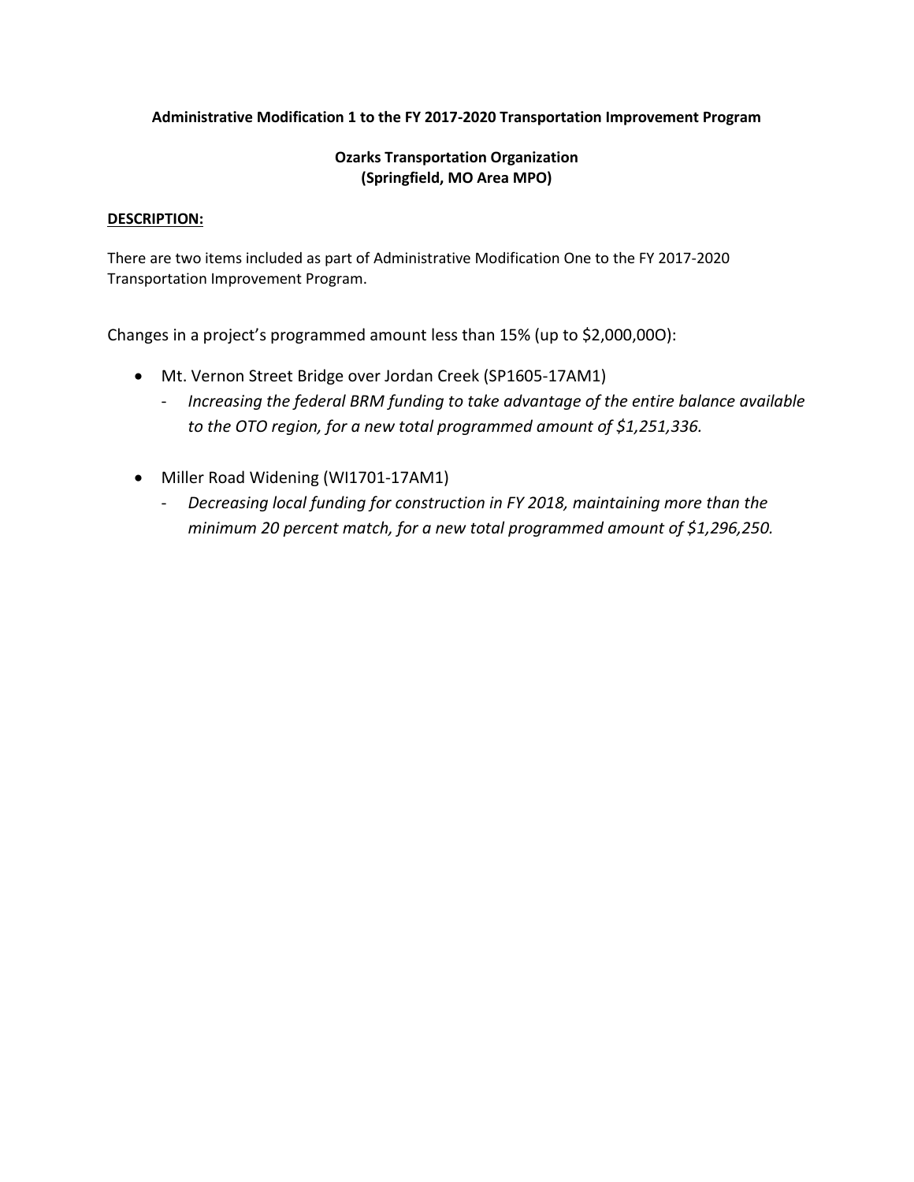**Administrative Modification 1 to the FY 2017-2020 Transportation Improvement Program**

**Ozarks Transportation Organization**
**(Springfield, MO Area MPO)**

**DESCRIPTION:**

There are two items included as part of Administrative Modification One to the FY 2017-2020 Transportation Improvement Program.

Changes in a project's programmed amount less than 15% (up to $2,000,00O):

- Mt. Vernon Street Bridge over Jordan Creek (SP1605-17AM1)
  - *Increasing the federal BRM funding to take advantage of the entire balance available to the OTO region, for a new total programmed amount of $1,251,336.*

- Miller Road Widening (WI1701-17AM1)
  - *Decreasing local funding for construction in FY 2018, maintaining more than the minimum 20 percent match, for a new total programmed amount of $1,296,250.*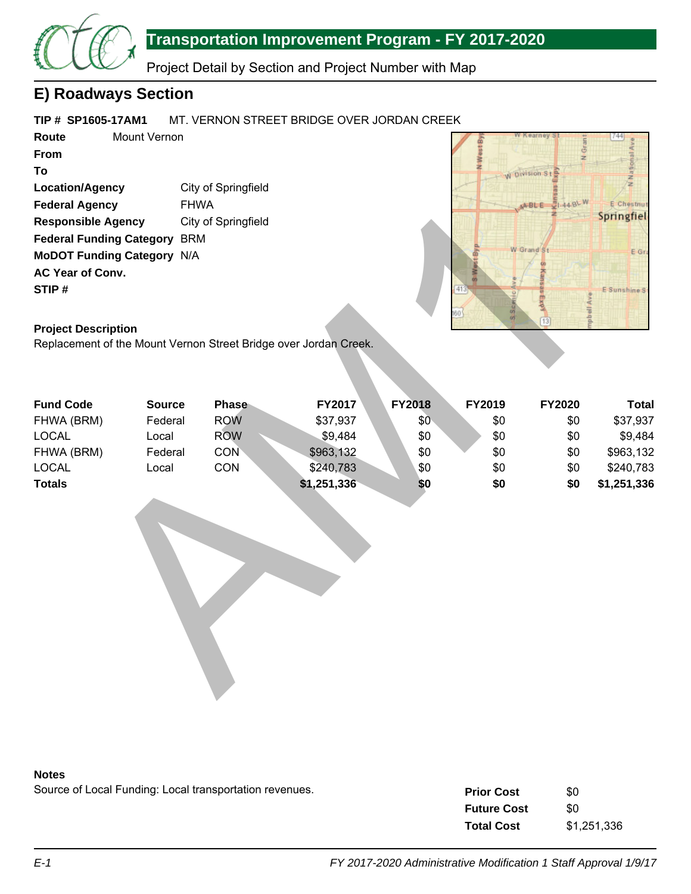# Transportation Improvement Program - FY 2017-2020

Project Detail by Section and Project Number with Map

## E) Roadways Section

**TIP # SP1605-17AM1** MT. VERNON STREET BRIDGE OVER JORDAN CREEK

**Route** Mount Vernon

**From**

**To**

**Location/Agency** City of Springfield

**Federal Agency** FHWA

**Responsible Agency** City of Springfield

**Federal Funding Category** BRM

**MoDOT Funding Category** N/A

**AC Year of Conv.**

**STIP #**

**Project Description**

Replacement of the Mount Vernon Street Bridge over Jordan Creek.

| Fund Code | Source | Phase | FY2017 | FY2018 | FY2019 | FY2020 | Total |
|---|---|---|---|---|---|---|---|
| FHWA (BRM) | Federal | ROW | $37,937 | $0 | $0 | $0 | $37,937 |
| LOCAL | Local | ROW | $9,484 | $0 | $0 | $0 | $9,484 |
| FHWA (BRM) | Federal | CON | $963,132 | $0 | $0 | $0 | $963,132 |
| LOCAL | Local | CON | $240,783 | $0 | $0 | $0 | $240,783 |
| **Totals** | | | **$1,251,336** | **$0** | **$0** | **$0** | **$1,251,336** |

AM

**Notes**

Source of Local Funding: Local transportation revenues.

| | |
|---|---|
| **Prior Cost** | $0 |
| **Future Cost** | $0 |
| **Total Cost** | $1,251,336 |

*FY 2017-2020 Administrative Modification 1 Staff Approval 1/9/17*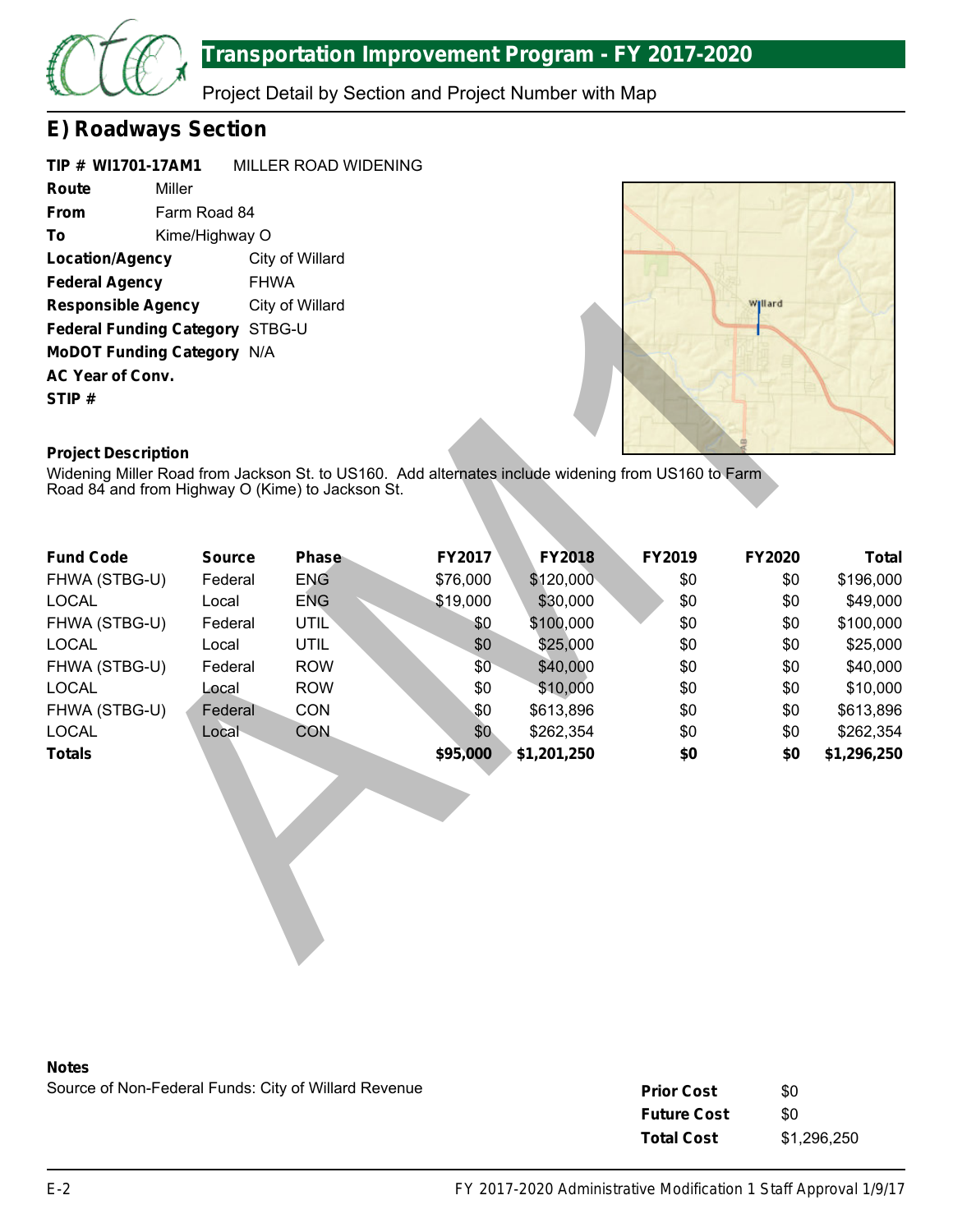## Transportation Improvement Program - FY 2017-2020

Project Detail by Section and Project Number with Map

## E) Roadways Section

**TIP # WI1701-17AM1** MILLER ROAD WIDENING

**Route** Miller

**From** Farm Road 84

**To** Kime/Highway O

**Location/Agency** City of Willard

**Federal Agency** FHWA

**Responsible Agency** City of Willard

**Federal Funding Category** STBG-U

**MoDOT Funding Category** N/A

**AC Year of Conv.**

**STIP #**

**Project Description**

Widening Miller Road from Jackson St. to US160. Add alternates include widening from US160 to Farm Road 84 and from Highway O (Kime) to Jackson St.

| Fund Code | Source | Phase | FY2017 | FY2018 | FY2019 | FY2020 | Total |
|---|---|---|---|---|---|---|---|
| FHWA (STBG-U) | Federal | ENG | $76,000 | $120,000 | $0 | $0 | $196,000 |
| LOCAL | Local | ENG | $19,000 | $30,000 | $0 | $0 | $49,000 |
| FHWA (STBG-U) | Federal | UTIL | $0 | $100,000 | $0 | $0 | $100,000 |
| LOCAL | Local | UTIL | $0 | $25,000 | $0 | $0 | $25,000 |
| FHWA (STBG-U) | Federal | ROW | $0 | $40,000 | $0 | $0 | $40,000 |
| LOCAL | Local | ROW | $0 | $10,000 | $0 | $0 | $10,000 |
| FHWA (STBG-U) | Federal | CON | $0 | $613,896 | $0 | $0 | $613,896 |
| LOCAL | Local | CON | $0 | $262,354 | $0 | $0 | $262,354 |
| **Totals** | | | **$95,000** | **$1,201,250** | **$0** | **$0** | **$1,296,250** |

**Notes**

Source of Non-Federal Funds: City of Willard Revenue

| | |
|---|---|
| **Prior Cost** | $0 |
| **Future Cost** | $0 |
| **Total Cost** | $1,296,250 |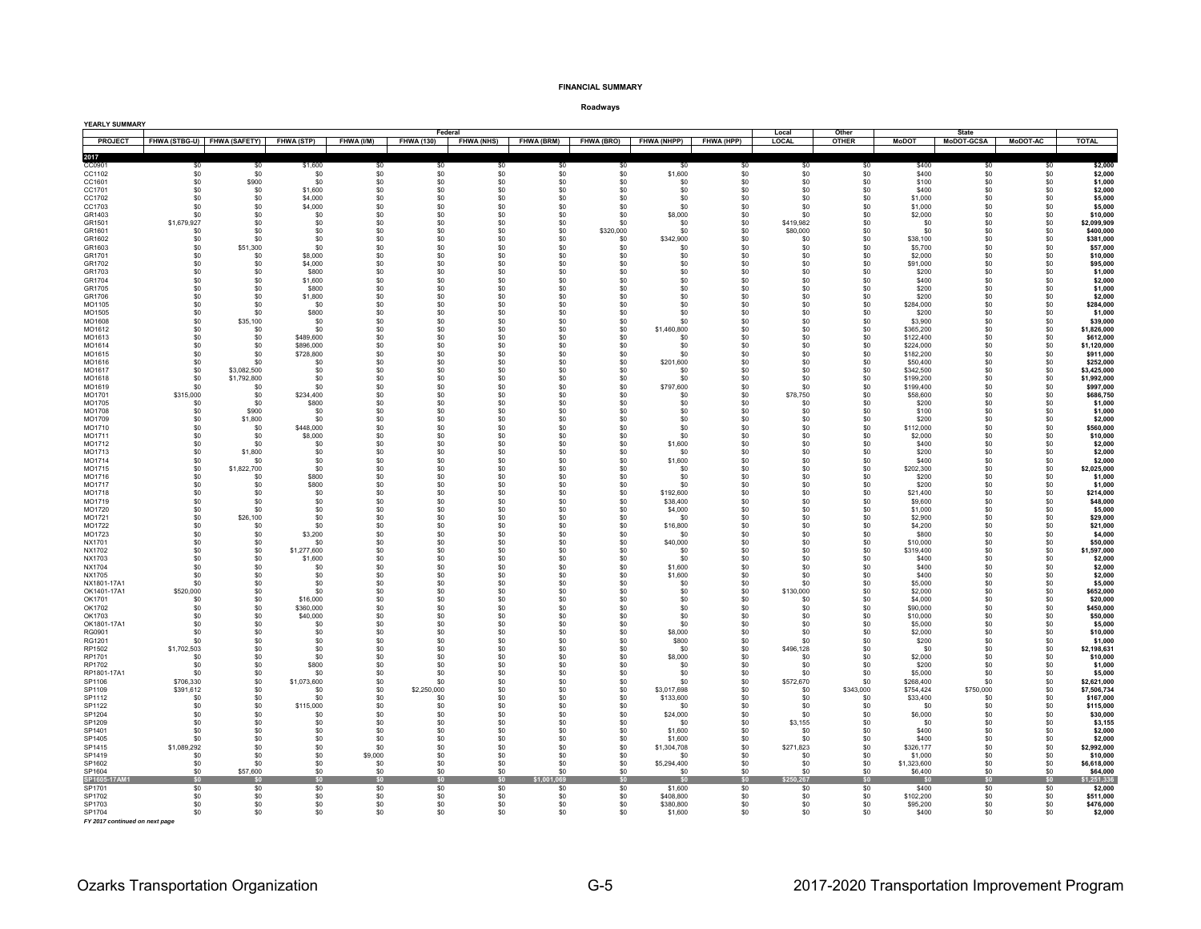**FINANCIAL SUMMARY**

**Roadways**

**YEARLY SUMMARY**

| | Federal | | | | | | | | | | Local | Other | State | | | |
|---|---|---|---|---|---|---|---|---|---|---|---|---|---|---|---|---|
| PROJECT | FHWA (STBG-U) | FHWA (SAFETY) | FHWA (STP) | FHWA (I/M) | FHWA (130) | FHWA (NHS) | FHWA (BRM) | FHWA (BRO) | FHWA (NHPP) | FHWA (HPP) | LOCAL | OTHER | MoDOT | MoDOT-GCSA | MoDOT-AC | TOTAL |
| **2017** | | | | | | | | | | | | | | | | |
| CC0901 | $0 | $0 | $1,600 | $0 | $0 | $0 | $0 | $0 | $0 | $0 | $0 | $0 | $400 | $0 | $0 | **$2,000** |
| CC1102 | $0 | $0 | $0 | $0 | $0 | $0 | $0 | $0 | $1,600 | $0 | $0 | $0 | $400 | $0 | $0 | **$2,000** |
| CC1601 | $0 | $900 | $0 | $0 | $0 | $0 | $0 | $0 | $0 | $0 | $0 | $0 | $100 | $0 | $0 | **$1,000** |
| CC1701 | $0 | $0 | $1,600 | $0 | $0 | $0 | $0 | $0 | $0 | $0 | $0 | $0 | $400 | $0 | $0 | **$2,000** |
| CC1702 | $0 | $0 | $4,000 | $0 | $0 | $0 | $0 | $0 | $0 | $0 | $0 | $0 | $1,000 | $0 | $0 | **$5,000** |
| CC1703 | $0 | $0 | $4,000 | $0 | $0 | $0 | $0 | $0 | $0 | $0 | $0 | $0 | $1,000 | $0 | $0 | **$5,000** |
| GR1403 | $0 | $0 | $0 | $0 | $0 | $0 | $0 | $0 | $8,000 | $0 | $0 | $0 | $2,000 | $0 | $0 | **$10,000** |
| GR1501 | $1,679,927 | $0 | $0 | $0 | $0 | $0 | $0 | $0 | $0 | $0 | $419,982 | $0 | $0 | $0 | $0 | **$2,099,909** |
| GR1601 | $0 | $0 | $0 | $0 | $0 | $0 | $0 | $320,000 | $0 | $0 | $80,000 | $0 | $0 | $0 | $0 | **$400,000** |
| GR1602 | $0 | $0 | $0 | $0 | $0 | $0 | $0 | $0 | $342,900 | $0 | $0 | $0 | $38,100 | $0 | $0 | **$381,000** |
| GR1603 | $0 | $51,300 | $0 | $0 | $0 | $0 | $0 | $0 | $0 | $0 | $0 | $0 | $5,700 | $0 | $0 | **$57,000** |
| GR1701 | $0 | $0 | $8,000 | $0 | $0 | $0 | $0 | $0 | $0 | $0 | $0 | $0 | $2,000 | $0 | $0 | **$10,000** |
| GR1702 | $0 | $0 | $4,000 | $0 | $0 | $0 | $0 | $0 | $0 | $0 | $0 | $0 | $91,000 | $0 | $0 | **$95,000** |
| GR1703 | $0 | $0 | $800 | $0 | $0 | $0 | $0 | $0 | $0 | $0 | $0 | $0 | $200 | $0 | $0 | **$1,000** |
| GR1704 | $0 | $0 | $1,600 | $0 | $0 | $0 | $0 | $0 | $0 | $0 | $0 | $0 | $400 | $0 | $0 | **$2,000** |
| GR1705 | $0 | $0 | $800 | $0 | $0 | $0 | $0 | $0 | $0 | $0 | $0 | $0 | $200 | $0 | $0 | **$1,000** |
| GR1706 | $0 | $0 | $1,800 | $0 | $0 | $0 | $0 | $0 | $0 | $0 | $0 | $0 | $200 | $0 | $0 | **$2,000** |
| MO1105 | $0 | $0 | $0 | $0 | $0 | $0 | $0 | $0 | $0 | $0 | $0 | $0 | $284,000 | $0 | $0 | **$284,000** |
| MO1505 | $0 | $0 | $800 | $0 | $0 | $0 | $0 | $0 | $0 | $0 | $0 | $0 | $200 | $0 | $0 | **$1,000** |
| MO1608 | $0 | $35,100 | $0 | $0 | $0 | $0 | $0 | $0 | $0 | $0 | $0 | $0 | $3,900 | $0 | $0 | **$39,000** |
| MO1612 | $0 | $0 | $0 | $0 | $0 | $0 | $0 | $0 | $1,460,800 | $0 | $0 | $0 | $365,200 | $0 | $0 | **$1,826,000** |
| MO1613 | $0 | $0 | $489,600 | $0 | $0 | $0 | $0 | $0 | $0 | $0 | $0 | $0 | $122,400 | $0 | $0 | **$612,000** |
| MO1614 | $0 | $0 | $896,000 | $0 | $0 | $0 | $0 | $0 | $0 | $0 | $0 | $0 | $224,000 | $0 | $0 | **$1,120,000** |
| MO1615 | $0 | $0 | $728,800 | $0 | $0 | $0 | $0 | $0 | $0 | $0 | $0 | $0 | $182,200 | $0 | $0 | **$911,000** |
| MO1616 | $0 | $0 | $0 | $0 | $0 | $0 | $0 | $0 | $201,600 | $0 | $0 | $0 | $50,400 | $0 | $0 | **$252,000** |
| MO1617 | $0 | $3,082,500 | $0 | $0 | $0 | $0 | $0 | $0 | $0 | $0 | $0 | $0 | $342,500 | $0 | $0 | **$3,425,000** |
| MO1618 | $0 | $1,792,800 | $0 | $0 | $0 | $0 | $0 | $0 | $0 | $0 | $0 | $0 | $199,200 | $0 | $0 | **$1,992,000** |
| MO1619 | $0 | $0 | $0 | $0 | $0 | $0 | $0 | $0 | $797,600 | $0 | $0 | $0 | $199,400 | $0 | $0 | **$997,000** |
| MO1701 | $315,000 | $0 | $234,400 | $0 | $0 | $0 | $0 | $0 | $0 | $0 | $78,750 | $0 | $58,600 | $0 | $0 | **$686,750** |
| MO1705 | $0 | $0 | $800 | $0 | $0 | $0 | $0 | $0 | $0 | $0 | $0 | $0 | $200 | $0 | $0 | **$1,000** |
| MO1708 | $0 | $900 | $0 | $0 | $0 | $0 | $0 | $0 | $0 | $0 | $0 | $0 | $100 | $0 | $0 | **$1,000** |
| MO1709 | $0 | $1,800 | $0 | $0 | $0 | $0 | $0 | $0 | $0 | $0 | $0 | $0 | $200 | $0 | $0 | **$2,000** |
| MO1710 | $0 | $0 | $448,000 | $0 | $0 | $0 | $0 | $0 | $0 | $0 | $0 | $0 | $112,000 | $0 | $0 | **$560,000** |
| MO1711 | $0 | $0 | $8,000 | $0 | $0 | $0 | $0 | $0 | $0 | $0 | $0 | $0 | $2,000 | $0 | $0 | **$10,000** |
| MO1712 | $0 | $0 | $0 | $0 | $0 | $0 | $0 | $0 | $1,600 | $0 | $0 | $0 | $400 | $0 | $0 | **$2,000** |
| MO1713 | $0 | $1,800 | $0 | $0 | $0 | $0 | $0 | $0 | $0 | $0 | $0 | $0 | $200 | $0 | $0 | **$2,000** |
| MO1714 | $0 | $0 | $0 | $0 | $0 | $0 | $0 | $0 | $1,600 | $0 | $0 | $0 | $400 | $0 | $0 | **$2,000** |
| MO1715 | $0 | $1,822,700 | $0 | $0 | $0 | $0 | $0 | $0 | $0 | $0 | $0 | $0 | $202,300 | $0 | $0 | **$2,025,000** |
| MO1716 | $0 | $0 | $800 | $0 | $0 | $0 | $0 | $0 | $0 | $0 | $0 | $0 | $200 | $0 | $0 | **$1,000** |
| MO1717 | $0 | $0 | $800 | $0 | $0 | $0 | $0 | $0 | $0 | $0 | $0 | $0 | $200 | $0 | $0 | **$1,000** |
| MO1718 | $0 | $0 | $0 | $0 | $0 | $0 | $0 | $0 | $192,600 | $0 | $0 | $0 | $21,400 | $0 | $0 | **$214,000** |
| MO1719 | $0 | $0 | $0 | $0 | $0 | $0 | $0 | $0 | $38,400 | $0 | $0 | $0 | $9,600 | $0 | $0 | **$48,000** |
| MO1720 | $0 | $0 | $0 | $0 | $0 | $0 | $0 | $0 | $4,000 | $0 | $0 | $0 | $1,000 | $0 | $0 | **$5,000** |
| MO1721 | $0 | $26,100 | $0 | $0 | $0 | $0 | $0 | $0 | $0 | $0 | $0 | $0 | $2,900 | $0 | $0 | **$29,000** |
| MO1722 | $0 | $0 | $0 | $0 | $0 | $0 | $0 | $0 | $16,800 | $0 | $0 | $0 | $4,200 | $0 | $0 | **$21,000** |
| MO1723 | $0 | $0 | $3,200 | $0 | $0 | $0 | $0 | $0 | $0 | $0 | $0 | $0 | $800 | $0 | $0 | **$4,000** |
| NX1701 | $0 | $0 | $0 | $0 | $0 | $0 | $0 | $0 | $40,000 | $0 | $0 | $0 | $10,000 | $0 | $0 | **$50,000** |
| NX1702 | $0 | $0 | $1,277,600 | $0 | $0 | $0 | $0 | $0 | $0 | $0 | $0 | $0 | $319,400 | $0 | $0 | **$1,597,000** |
| NX1703 | $0 | $0 | $1,600 | $0 | $0 | $0 | $0 | $0 | $0 | $0 | $0 | $0 | $400 | $0 | $0 | **$2,000** |
| NX1704 | $0 | $0 | $0 | $0 | $0 | $0 | $0 | $0 | $1,600 | $0 | $0 | $0 | $400 | $0 | $0 | **$2,000** |
| NX1705 | $0 | $0 | $0 | $0 | $0 | $0 | $0 | $0 | $1,600 | $0 | $0 | $0 | $400 | $0 | $0 | **$2,000** |
| NX1801-17A1 | $0 | $0 | $0 | $0 | $0 | $0 | $0 | $0 | $0 | $0 | $0 | $0 | $5,000 | $0 | $0 | **$5,000** |
| OK1401-17A1 | $520,000 | $0 | $0 | $0 | $0 | $0 | $0 | $0 | $0 | $0 | $130,000 | $0 | $2,000 | $0 | $0 | **$652,000** |
| OK1701 | $0 | $0 | $16,000 | $0 | $0 | $0 | $0 | $0 | $0 | $0 | $0 | $0 | $4,000 | $0 | $0 | **$20,000** |
| OK1702 | $0 | $0 | $360,000 | $0 | $0 | $0 | $0 | $0 | $0 | $0 | $0 | $0 | $90,000 | $0 | $0 | **$450,000** |
| OK1703 | $0 | $0 | $40,000 | $0 | $0 | $0 | $0 | $0 | $0 | $0 | $0 | $0 | $10,000 | $0 | $0 | **$50,000** |
| OK1801-17A1 | $0 | $0 | $0 | $0 | $0 | $0 | $0 | $0 | $0 | $0 | $0 | $0 | $5,000 | $0 | $0 | **$5,000** |
| RG0901 | $0 | $0 | $0 | $0 | $0 | $0 | $0 | $0 | $8,000 | $0 | $0 | $0 | $2,000 | $0 | $0 | **$10,000** |
| RG1201 | $0 | $0 | $0 | $0 | $0 | $0 | $0 | $0 | $800 | $0 | $0 | $0 | $200 | $0 | $0 | **$1,000** |
| RP1502 | $1,702,503 | $0 | $0 | $0 | $0 | $0 | $0 | $0 | $0 | $0 | $496,128 | $0 | $0 | $0 | $0 | **$2,198,631** |
| RP1701 | $0 | $0 | $0 | $0 | $0 | $0 | $0 | $0 | $8,000 | $0 | $0 | $0 | $2,000 | $0 | $0 | **$10,000** |
| RP1702 | $0 | $0 | $800 | $0 | $0 | $0 | $0 | $0 | $0 | $0 | $0 | $0 | $200 | $0 | $0 | **$1,000** |
| RP1801-17A1 | $0 | $0 | $0 | $0 | $0 | $0 | $0 | $0 | $0 | $0 | $0 | $0 | $5,000 | $0 | $0 | **$5,000** |
| SP1106 | $706,330 | $0 | $1,073,600 | $0 | $0 | $0 | $0 | $0 | $0 | $0 | $572,670 | $0 | $268,400 | $0 | $0 | **$2,621,000** |
| SP1109 | $391,612 | $0 | $0 | $0 | $2,250,000 | $0 | $0 | $0 | $3,017,698 | $0 | $0 | $343,000 | $754,424 | $750,000 | $0 | **$7,506,734** |
| SP1112 | $0 | $0 | $0 | $0 | $0 | $0 | $0 | $0 | $133,600 | $0 | $0 | $0 | $33,400 | $0 | $0 | **$167,000** |
| SP1122 | $0 | $0 | $115,000 | $0 | $0 | $0 | $0 | $0 | $0 | $0 | $0 | $0 | $0 | $0 | $0 | **$115,000** |
| SP1204 | $0 | $0 | $0 | $0 | $0 | $0 | $0 | $0 | $24,000 | $0 | $0 | $0 | $6,000 | $0 | $0 | **$30,000** |
| SP1209 | $0 | $0 | $0 | $0 | $0 | $0 | $0 | $0 | $0 | $0 | $3,155 | $0 | $0 | $0 | $0 | **$3,155** |
| SP1401 | $0 | $0 | $0 | $0 | $0 | $0 | $0 | $0 | $1,600 | $0 | $0 | $0 | $400 | $0 | $0 | **$2,000** |
| SP1405 | $0 | $0 | $0 | $0 | $0 | $0 | $0 | $0 | $1,600 | $0 | $0 | $0 | $400 | $0 | $0 | **$2,000** |
| SP1415 | $1,089,292 | $0 | $0 | $0 | $0 | $0 | $0 | $0 | $1,304,708 | $0 | $271,823 | $0 | $326,177 | $0 | $0 | **$2,992,000** |
| SP1419 | $0 | $0 | $0 | $9,000 | $0 | $0 | $0 | $0 | $0 | $0 | $0 | $0 | $1,000 | $0 | $0 | **$10,000** |
| SP1602 | $0 | $0 | $0 | $0 | $0 | $0 | $0 | $0 | $5,294,400 | $0 | $0 | $0 | $1,323,600 | $0 | $0 | **$6,618,000** |
| SP1604 | $0 | $57,600 | $0 | $0 | $0 | $0 | $0 | $0 | $0 | $0 | $0 | $0 | $6,400 | $0 | $0 | **$64,000** |
| SP1605-17AM1 | $0 | $0 | $0 | $0 | $0 | $0 | $1,001,069 | $0 | $0 | $0 | $250,267 | $0 | $0 | $0 | $0 | **$1,251,336** |
| SP1701 | $0 | $0 | $0 | $0 | $0 | $0 | $0 | $0 | $1,600 | $0 | $0 | $0 | $400 | $0 | $0 | **$2,000** |
| SP1702 | $0 | $0 | $0 | $0 | $0 | $0 | $0 | $0 | $408,800 | $0 | $0 | $0 | $102,200 | $0 | $0 | **$511,000** |
| SP1703 | $0 | $0 | $0 | $0 | $0 | $0 | $0 | $0 | $380,800 | $0 | $0 | $0 | $95,200 | $0 | $0 | **$476,000** |
| SP1704 | $0 | $0 | $0 | $0 | $0 | $0 | $0 | $0 | $1,600 | $0 | $0 | $0 | $400 | $0 | $0 | **$2,000** |

*FY 2017 continued on next page*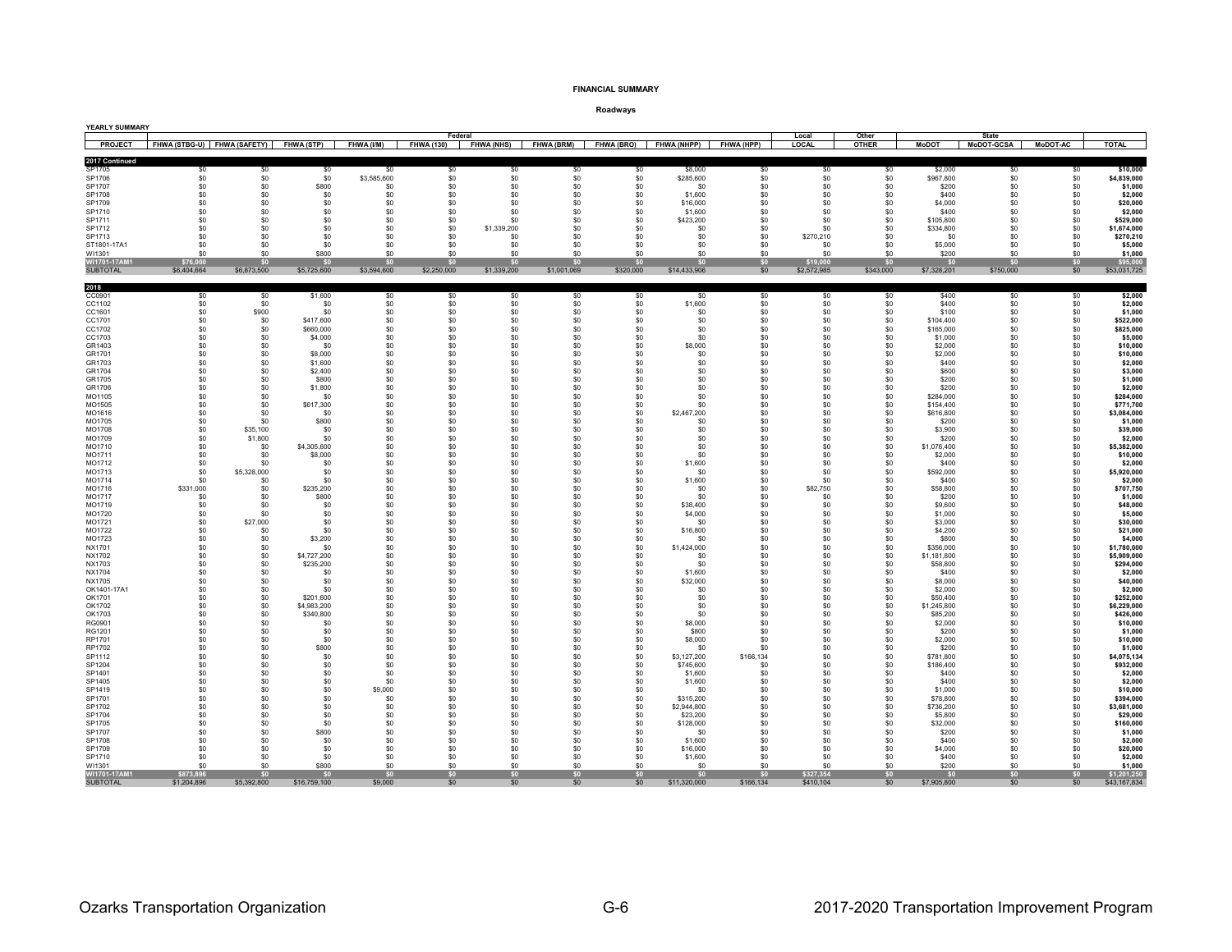**FINANCIAL SUMMARY**

**Roadways**

YEARLY SUMMARY

| | Federal | | | | | | | | | | Local | Other | State | | | |
|---|---|---|---|---|---|---|---|---|---|---|---|---|---|---|---|---|
| PROJECT | FHWA (STBG-U) | FHWA (SAFETY) | FHWA (STP) | FHWA (I/M) | FHWA (130) | FHWA (NHS) | FHWA (BRM) | FHWA (BRO) | FHWA (NHPP) | FHWA (HPP) | LOCAL | OTHER | MoDOT | MoDOT-GCSA | MoDOT-AC | TOTAL |
| **2017 Continued** | | | | | | | | | | | | | | | | |
| SP1705 | $0 | $0 | $0 | $0 | $0 | $0 | $0 | $0 | $8,000 | $0 | $0 | $0 | $2,000 | $0 | $0 | **$10,000** |
| SP1706 | $0 | $0 | $0 | $3,585,600 | $0 | $0 | $0 | $0 | $285,600 | $0 | $0 | $0 | $967,800 | $0 | $0 | **$4,839,000** |
| SP1707 | $0 | $0 | $800 | $0 | $0 | $0 | $0 | $0 | $0 | $0 | $0 | $0 | $200 | $0 | $0 | **$1,000** |
| SP1708 | $0 | $0 | $0 | $0 | $0 | $0 | $0 | $0 | $1,600 | $0 | $0 | $0 | $400 | $0 | $0 | **$2,000** |
| SP1709 | $0 | $0 | $0 | $0 | $0 | $0 | $0 | $0 | $16,000 | $0 | $0 | $0 | $4,000 | $0 | $0 | **$20,000** |
| SP1710 | $0 | $0 | $0 | $0 | $0 | $0 | $0 | $0 | $1,600 | $0 | $0 | $0 | $400 | $0 | $0 | **$2,000** |
| SP1711 | $0 | $0 | $0 | $0 | $0 | $0 | $0 | $0 | $423,200 | $0 | $0 | $0 | $105,800 | $0 | $0 | **$529,000** |
| SP1712 | $0 | $0 | $0 | $0 | $0 | $1,339,200 | $0 | $0 | $0 | $0 | $0 | $0 | $334,800 | $0 | $0 | **$1,674,000** |
| SP1713 | $0 | $0 | $0 | $0 | $0 | $0 | $0 | $0 | $0 | $0 | $270,210 | $0 | $0 | $0 | $0 | **$270,210** |
| ST1801-17A1 | $0 | $0 | $0 | $0 | $0 | $0 | $0 | $0 | $0 | $0 | $0 | $0 | $5,000 | $0 | $0 | **$5,000** |
| WI1301 | $0 | $0 | $800 | $0 | $0 | $0 | $0 | $0 | $0 | $0 | $0 | $0 | $200 | $0 | $0 | **$1,000** |
| WI1701-17AM1 | $76,000 | $0 | $0 | $0 | $0 | $0 | $0 | $0 | $0 | $0 | $19,000 | $0 | $0 | $0 | $0 | $95,000 |
| SUBTOTAL | $6,404,664 | $6,873,500 | $5,725,600 | $3,594,600 | $2,250,000 | $1,339,200 | $1,001,069 | $320,000 | $14,433,906 | $0 | $2,572,985 | $343,000 | $7,328,201 | $750,000 | $0 | $53,031,725 |
| **2018** | | | | | | | | | | | | | | | | |
| CC0901 | $0 | $0 | $1,600 | $0 | $0 | $0 | $0 | $0 | $0 | $0 | $0 | $0 | $400 | $0 | $0 | **$2,000** |
| CC1102 | $0 | $0 | $0 | $0 | $0 | $0 | $0 | $0 | $1,600 | $0 | $0 | $0 | $400 | $0 | $0 | **$2,000** |
| CC1601 | $0 | $900 | $0 | $0 | $0 | $0 | $0 | $0 | $0 | $0 | $0 | $0 | $100 | $0 | $0 | **$1,000** |
| CC1701 | $0 | $0 | $417,600 | $0 | $0 | $0 | $0 | $0 | $0 | $0 | $0 | $0 | $104,400 | $0 | $0 | **$522,000** |
| CC1702 | $0 | $0 | $660,000 | $0 | $0 | $0 | $0 | $0 | $0 | $0 | $0 | $0 | $165,000 | $0 | $0 | **$825,000** |
| CC1703 | $0 | $0 | $4,000 | $0 | $0 | $0 | $0 | $0 | $0 | $0 | $0 | $0 | $1,000 | $0 | $0 | **$5,000** |
| GR1403 | $0 | $0 | $0 | $0 | $0 | $0 | $0 | $0 | $8,000 | $0 | $0 | $0 | $2,000 | $0 | $0 | **$10,000** |
| GR1701 | $0 | $0 | $8,000 | $0 | $0 | $0 | $0 | $0 | $0 | $0 | $0 | $0 | $2,000 | $0 | $0 | **$10,000** |
| GR1703 | $0 | $0 | $1,600 | $0 | $0 | $0 | $0 | $0 | $0 | $0 | $0 | $0 | $400 | $0 | $0 | **$2,000** |
| GR1704 | $0 | $0 | $2,400 | $0 | $0 | $0 | $0 | $0 | $0 | $0 | $0 | $0 | $600 | $0 | $0 | **$3,000** |
| GR1705 | $0 | $0 | $800 | $0 | $0 | $0 | $0 | $0 | $0 | $0 | $0 | $0 | $200 | $0 | $0 | **$1,000** |
| GR1706 | $0 | $0 | $1,800 | $0 | $0 | $0 | $0 | $0 | $0 | $0 | $0 | $0 | $200 | $0 | $0 | **$2,000** |
| MO1105 | $0 | $0 | $0 | $0 | $0 | $0 | $0 | $0 | $0 | $0 | $0 | $0 | $284,000 | $0 | $0 | **$284,000** |
| MO1505 | $0 | $0 | $617,300 | $0 | $0 | $0 | $0 | $0 | $0 | $0 | $0 | $0 | $154,400 | $0 | $0 | **$771,700** |
| MO1616 | $0 | $0 | $0 | $0 | $0 | $0 | $0 | $0 | $2,467,200 | $0 | $0 | $0 | $616,800 | $0 | $0 | **$3,084,000** |
| MO1705 | $0 | $0 | $800 | $0 | $0 | $0 | $0 | $0 | $0 | $0 | $0 | $0 | $200 | $0 | $0 | **$1,000** |
| MO1708 | $0 | $35,100 | $0 | $0 | $0 | $0 | $0 | $0 | $0 | $0 | $0 | $0 | $3,900 | $0 | $0 | **$39,000** |
| MO1709 | $0 | $1,800 | $0 | $0 | $0 | $0 | $0 | $0 | $0 | $0 | $0 | $0 | $200 | $0 | $0 | **$2,000** |
| MO1710 | $0 | $0 | $4,305,600 | $0 | $0 | $0 | $0 | $0 | $0 | $0 | $0 | $0 | $1,076,400 | $0 | $0 | **$5,382,000** |
| MO1711 | $0 | $0 | $8,000 | $0 | $0 | $0 | $0 | $0 | $0 | $0 | $0 | $0 | $2,000 | $0 | $0 | **$10,000** |
| MO1712 | $0 | $0 | $0 | $0 | $0 | $0 | $0 | $0 | $1,600 | $0 | $0 | $0 | $400 | $0 | $0 | **$2,000** |
| MO1713 | $0 | $5,328,000 | $0 | $0 | $0 | $0 | $0 | $0 | $0 | $0 | $0 | $0 | $592,000 | $0 | $0 | **$5,920,000** |
| MO1714 | $0 | $0 | $0 | $0 | $0 | $0 | $0 | $0 | $1,600 | $0 | $0 | $0 | $400 | $0 | $0 | **$2,000** |
| MO1716 | $331,000 | $0 | $235,200 | $0 | $0 | $0 | $0 | $0 | $0 | $0 | $82,750 | $0 | $58,800 | $0 | $0 | **$707,750** |
| MO1717 | $0 | $0 | $800 | $0 | $0 | $0 | $0 | $0 | $0 | $0 | $0 | $0 | $200 | $0 | $0 | **$1,000** |
| MO1719 | $0 | $0 | $0 | $0 | $0 | $0 | $0 | $0 | $38,400 | $0 | $0 | $0 | $9,600 | $0 | $0 | **$48,000** |
| MO1720 | $0 | $0 | $0 | $0 | $0 | $0 | $0 | $0 | $4,000 | $0 | $0 | $0 | $1,000 | $0 | $0 | **$5,000** |
| MO1721 | $0 | $27,000 | $0 | $0 | $0 | $0 | $0 | $0 | $0 | $0 | $0 | $0 | $3,000 | $0 | $0 | **$30,000** |
| MO1722 | $0 | $0 | $0 | $0 | $0 | $0 | $0 | $0 | $16,800 | $0 | $0 | $0 | $4,200 | $0 | $0 | **$21,000** |
| MO1723 | $0 | $0 | $3,200 | $0 | $0 | $0 | $0 | $0 | $0 | $0 | $0 | $0 | $800 | $0 | $0 | **$4,000** |
| NX1701 | $0 | $0 | $0 | $0 | $0 | $0 | $0 | $0 | $1,424,000 | $0 | $0 | $0 | $356,000 | $0 | $0 | **$1,780,000** |
| NX1702 | $0 | $0 | $4,727,200 | $0 | $0 | $0 | $0 | $0 | $0 | $0 | $0 | $0 | $1,181,800 | $0 | $0 | **$5,909,000** |
| NX1703 | $0 | $0 | $235,200 | $0 | $0 | $0 | $0 | $0 | $0 | $0 | $0 | $0 | $58,800 | $0 | $0 | **$294,000** |
| NX1704 | $0 | $0 | $0 | $0 | $0 | $0 | $0 | $0 | $1,600 | $0 | $0 | $0 | $400 | $0 | $0 | **$2,000** |
| NX1705 | $0 | $0 | $0 | $0 | $0 | $0 | $0 | $0 | $32,000 | $0 | $0 | $0 | $8,000 | $0 | $0 | **$40,000** |
| OK1401-17A1 | $0 | $0 | $0 | $0 | $0 | $0 | $0 | $0 | $0 | $0 | $0 | $0 | $2,000 | $0 | $0 | **$2,000** |
| OK1701 | $0 | $0 | $201,600 | $0 | $0 | $0 | $0 | $0 | $0 | $0 | $0 | $0 | $50,400 | $0 | $0 | **$252,000** |
| OK1702 | $0 | $0 | $4,983,200 | $0 | $0 | $0 | $0 | $0 | $0 | $0 | $0 | $0 | $1,245,800 | $0 | $0 | **$6,229,000** |
| OK1703 | $0 | $0 | $340,800 | $0 | $0 | $0 | $0 | $0 | $0 | $0 | $0 | $0 | $85,200 | $0 | $0 | **$426,000** |
| RG0901 | $0 | $0 | $0 | $0 | $0 | $0 | $0 | $0 | $8,000 | $0 | $0 | $0 | $2,000 | $0 | $0 | **$10,000** |
| RG1201 | $0 | $0 | $0 | $0 | $0 | $0 | $0 | $0 | $800 | $0 | $0 | $0 | $200 | $0 | $0 | **$1,000** |
| RP1701 | $0 | $0 | $0 | $0 | $0 | $0 | $0 | $0 | $8,000 | $0 | $0 | $0 | $2,000 | $0 | $0 | **$10,000** |
| RP1702 | $0 | $0 | $800 | $0 | $0 | $0 | $0 | $0 | $0 | $0 | $0 | $0 | $200 | $0 | $0 | **$1,000** |
| SP1112 | $0 | $0 | $0 | $0 | $0 | $0 | $0 | $0 | $3,127,200 | $166,134 | $0 | $0 | $781,800 | $0 | $0 | **$4,075,134** |
| SP1204 | $0 | $0 | $0 | $0 | $0 | $0 | $0 | $0 | $745,600 | $0 | $0 | $0 | $186,400 | $0 | $0 | **$932,000** |
| SP1401 | $0 | $0 | $0 | $0 | $0 | $0 | $0 | $0 | $1,600 | $0 | $0 | $0 | $400 | $0 | $0 | **$2,000** |
| SP1405 | $0 | $0 | $0 | $0 | $0 | $0 | $0 | $0 | $1,600 | $0 | $0 | $0 | $400 | $0 | $0 | **$2,000** |
| SP1419 | $0 | $0 | $0 | $9,000 | $0 | $0 | $0 | $0 | $0 | $0 | $0 | $0 | $1,000 | $0 | $0 | **$10,000** |
| SP1701 | $0 | $0 | $0 | $0 | $0 | $0 | $0 | $0 | $315,200 | $0 | $0 | $0 | $78,800 | $0 | $0 | **$394,000** |
| SP1702 | $0 | $0 | $0 | $0 | $0 | $0 | $0 | $0 | $2,944,800 | $0 | $0 | $0 | $736,200 | $0 | $0 | **$3,681,000** |
| SP1704 | $0 | $0 | $0 | $0 | $0 | $0 | $0 | $0 | $23,200 | $0 | $0 | $0 | $5,800 | $0 | $0 | **$29,000** |
| SP1705 | $0 | $0 | $0 | $0 | $0 | $0 | $0 | $0 | $128,000 | $0 | $0 | $0 | $32,000 | $0 | $0 | **$160,000** |
| SP1707 | $0 | $0 | $800 | $0 | $0 | $0 | $0 | $0 | $0 | $0 | $0 | $0 | $200 | $0 | $0 | **$1,000** |
| SP1708 | $0 | $0 | $0 | $0 | $0 | $0 | $0 | $0 | $1,600 | $0 | $0 | $0 | $400 | $0 | $0 | **$2,000** |
| SP1709 | $0 | $0 | $0 | $0 | $0 | $0 | $0 | $0 | $16,000 | $0 | $0 | $0 | $4,000 | $0 | $0 | **$20,000** |
| SP1710 | $0 | $0 | $0 | $0 | $0 | $0 | $0 | $0 | $1,600 | $0 | $0 | $0 | $400 | $0 | $0 | **$2,000** |
| WI1301 | $0 | $0 | $800 | $0 | $0 | $0 | $0 | $0 | $0 | $0 | $0 | $0 | $200 | $0 | $0 | **$1,000** |
| WI1701-17AM1 | $873,896 | $0 | $0 | $0 | $0 | $0 | $0 | $0 | $0 | $0 | $327,354 | $0 | $0 | $0 | $0 | $1,201,250 |
| SUBTOTAL | $1,204,896 | $5,392,800 | $16,759,100 | $9,000 | $0 | $0 | $0 | $0 | $11,320,000 | $166,134 | $410,104 | $0 | $7,905,800 | $0 | $0 | $43,167,834 |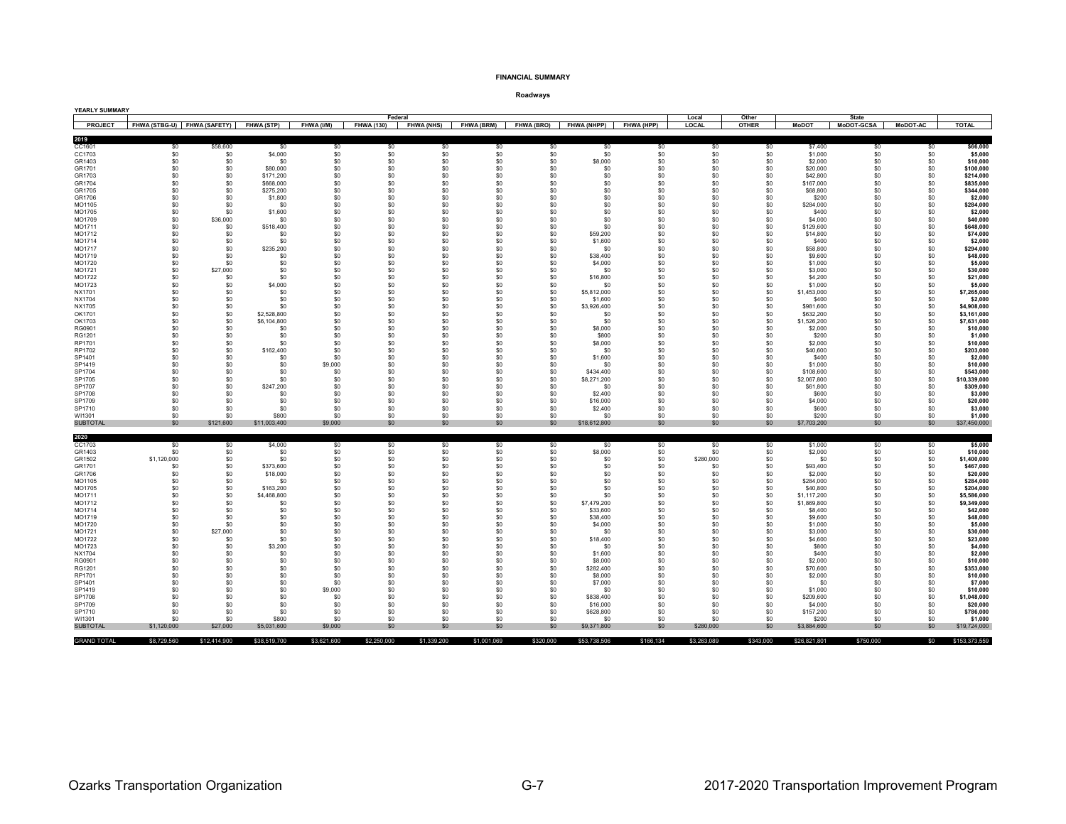**FINANCIAL SUMMARY**

**Roadways**

**YEARLY SUMMARY**

| | Federal | | | | | | | | | | Local | Other | State | | | |
|---|---|---|---|---|---|---|---|---|---|---|---|---|---|---|---|---|
| **PROJECT** | **FHWA (STBG-U)** | **FHWA (SAFETY)** | **FHWA (STP)** | **FHWA (I/M)** | **FHWA (130)** | **FHWA (NHS)** | **FHWA (BRM)** | **FHWA (BRO)** | **FHWA (NHPP)** | **FHWA (HPP)** | **LOCAL** | **OTHER** | **MoDOT** | **MoDOT-GCSA** | **MoDOT-AC** | **TOTAL** |
| **2019** | | | | | | | | | | | | | | | | |
| CC1601 | $0 | $58,600 | $0 | $0 | $0 | $0 | $0 | $0 | $0 | $0 | $0 | $0 | $7,400 | $0 | $0 | **$66,000** |
| CC1703 | $0 | $0 | $4,000 | $0 | $0 | $0 | $0 | $0 | $0 | $0 | $0 | $0 | $1,000 | $0 | $0 | **$5,000** |
| GR1403 | $0 | $0 | $0 | $0 | $0 | $0 | $0 | $0 | $8,000 | $0 | $0 | $0 | $2,000 | $0 | $0 | **$10,000** |
| GR1701 | $0 | $0 | $80,000 | $0 | $0 | $0 | $0 | $0 | $0 | $0 | $0 | $0 | $20,000 | $0 | $0 | **$100,000** |
| GR1703 | $0 | $0 | $171,200 | $0 | $0 | $0 | $0 | $0 | $0 | $0 | $0 | $0 | $42,800 | $0 | $0 | **$214,000** |
| GR1704 | $0 | $0 | $668,000 | $0 | $0 | $0 | $0 | $0 | $0 | $0 | $0 | $0 | $167,000 | $0 | $0 | **$835,000** |
| GR1705 | $0 | $0 | $275,200 | $0 | $0 | $0 | $0 | $0 | $0 | $0 | $0 | $0 | $68,800 | $0 | $0 | **$344,000** |
| GR1706 | $0 | $0 | $1,800 | $0 | $0 | $0 | $0 | $0 | $0 | $0 | $0 | $0 | $200 | $0 | $0 | **$2,000** |
| MO1105 | $0 | $0 | $0 | $0 | $0 | $0 | $0 | $0 | $0 | $0 | $0 | $0 | $284,000 | $0 | $0 | **$284,000** |
| MO1705 | $0 | $0 | $1,600 | $0 | $0 | $0 | $0 | $0 | $0 | $0 | $0 | $0 | $400 | $0 | $0 | **$2,000** |
| MO1709 | $0 | $36,000 | $0 | $0 | $0 | $0 | $0 | $0 | $0 | $0 | $0 | $0 | $4,000 | $0 | $0 | **$40,000** |
| MO1711 | $0 | $0 | $518,400 | $0 | $0 | $0 | $0 | $0 | $0 | $0 | $0 | $0 | $129,600 | $0 | $0 | **$648,000** |
| MO1712 | $0 | $0 | $0 | $0 | $0 | $0 | $0 | $0 | $59,200 | $0 | $0 | $0 | $14,800 | $0 | $0 | **$74,000** |
| MO1714 | $0 | $0 | $0 | $0 | $0 | $0 | $0 | $0 | $1,600 | $0 | $0 | $0 | $400 | $0 | $0 | **$2,000** |
| MO1717 | $0 | $0 | $235,200 | $0 | $0 | $0 | $0 | $0 | $0 | $0 | $0 | $0 | $58,800 | $0 | $0 | **$294,000** |
| MO1719 | $0 | $0 | $0 | $0 | $0 | $0 | $0 | $0 | $38,400 | $0 | $0 | $0 | $9,600 | $0 | $0 | **$48,000** |
| MO1720 | $0 | $0 | $0 | $0 | $0 | $0 | $0 | $0 | $4,000 | $0 | $0 | $0 | $1,000 | $0 | $0 | **$5,000** |
| MO1721 | $0 | $27,000 | $0 | $0 | $0 | $0 | $0 | $0 | $0 | $0 | $0 | $0 | $3,000 | $0 | $0 | **$30,000** |
| MO1722 | $0 | $0 | $0 | $0 | $0 | $0 | $0 | $0 | $16,800 | $0 | $0 | $0 | $4,200 | $0 | $0 | **$21,000** |
| MO1723 | $0 | $0 | $4,000 | $0 | $0 | $0 | $0 | $0 | $0 | $0 | $0 | $0 | $1,000 | $0 | $0 | **$5,000** |
| NX1701 | $0 | $0 | $0 | $0 | $0 | $0 | $0 | $0 | $5,812,000 | $0 | $0 | $0 | $1,453,000 | $0 | $0 | **$7,265,000** |
| NX1704 | $0 | $0 | $0 | $0 | $0 | $0 | $0 | $0 | $1,600 | $0 | $0 | $0 | $400 | $0 | $0 | **$2,000** |
| NX1705 | $0 | $0 | $0 | $0 | $0 | $0 | $0 | $0 | $3,926,400 | $0 | $0 | $0 | $981,600 | $0 | $0 | **$4,908,000** |
| OK1701 | $0 | $0 | $2,528,800 | $0 | $0 | $0 | $0 | $0 | $0 | $0 | $0 | $0 | $632,200 | $0 | $0 | **$3,161,000** |
| OK1703 | $0 | $0 | $6,104,800 | $0 | $0 | $0 | $0 | $0 | $0 | $0 | $0 | $0 | $1,526,200 | $0 | $0 | **$7,631,000** |
| RG0901 | $0 | $0 | $0 | $0 | $0 | $0 | $0 | $0 | $8,000 | $0 | $0 | $0 | $2,000 | $0 | $0 | **$10,000** |
| RG1201 | $0 | $0 | $0 | $0 | $0 | $0 | $0 | $0 | $800 | $0 | $0 | $0 | $200 | $0 | $0 | **$1,000** |
| RP1701 | $0 | $0 | $0 | $0 | $0 | $0 | $0 | $0 | $8,000 | $0 | $0 | $0 | $2,000 | $0 | $0 | **$10,000** |
| RP1702 | $0 | $0 | $162,400 | $0 | $0 | $0 | $0 | $0 | $0 | $0 | $0 | $0 | $40,600 | $0 | $0 | **$203,000** |
| SP1401 | $0 | $0 | $0 | $0 | $0 | $0 | $0 | $0 | $1,600 | $0 | $0 | $0 | $400 | $0 | $0 | **$2,000** |
| SP1419 | $0 | $0 | $0 | $9,000 | $0 | $0 | $0 | $0 | $0 | $0 | $0 | $0 | $1,000 | $0 | $0 | **$10,000** |
| SP1704 | $0 | $0 | $0 | $0 | $0 | $0 | $0 | $0 | $434,400 | $0 | $0 | $0 | $108,600 | $0 | $0 | **$543,000** |
| SP1705 | $0 | $0 | $0 | $0 | $0 | $0 | $0 | $0 | $8,271,200 | $0 | $0 | $0 | $2,067,800 | $0 | $0 | **$10,339,000** |
| SP1707 | $0 | $0 | $247,200 | $0 | $0 | $0 | $0 | $0 | $0 | $0 | $0 | $0 | $61,800 | $0 | $0 | **$309,000** |
| SP1708 | $0 | $0 | $0 | $0 | $0 | $0 | $0 | $0 | $2,400 | $0 | $0 | $0 | $600 | $0 | $0 | **$3,000** |
| SP1709 | $0 | $0 | $0 | $0 | $0 | $0 | $0 | $0 | $16,000 | $0 | $0 | $0 | $4,000 | $0 | $0 | **$20,000** |
| SP1710 | $0 | $0 | $0 | $0 | $0 | $0 | $0 | $0 | $2,400 | $0 | $0 | $0 | $600 | $0 | $0 | **$3,000** |
| WI1301 | $0 | $0 | $800 | $0 | $0 | $0 | $0 | $0 | $0 | $0 | $0 | $0 | $200 | $0 | $0 | **$1,000** |
| SUBTOTAL | $0 | $121,600 | $11,003,400 | $9,000 | $0 | $0 | $0 | $0 | $18,612,800 | $0 | $0 | $0 | $7,703,200 | $0 | $0 | $37,450,000 |
| **2020** | | | | | | | | | | | | | | | | |
| CC1703 | $0 | $0 | $4,000 | $0 | $0 | $0 | $0 | $0 | $0 | $0 | $0 | $0 | $1,000 | $0 | $0 | **$5,000** |
| GR1403 | $0 | $0 | $0 | $0 | $0 | $0 | $0 | $0 | $8,000 | $0 | $0 | $0 | $2,000 | $0 | $0 | **$10,000** |
| GR1502 | $1,120,000 | $0 | $0 | $0 | $0 | $0 | $0 | $0 | $0 | $0 | $280,000 | $0 | $0 | $0 | $0 | **$1,400,000** |
| GR1701 | $0 | $0 | $373,600 | $0 | $0 | $0 | $0 | $0 | $0 | $0 | $0 | $0 | $93,400 | $0 | $0 | **$467,000** |
| GR1706 | $0 | $0 | $18,000 | $0 | $0 | $0 | $0 | $0 | $0 | $0 | $0 | $0 | $2,000 | $0 | $0 | **$20,000** |
| MO1105 | $0 | $0 | $0 | $0 | $0 | $0 | $0 | $0 | $0 | $0 | $0 | $0 | $284,000 | $0 | $0 | **$284,000** |
| MO1705 | $0 | $0 | $163,200 | $0 | $0 | $0 | $0 | $0 | $0 | $0 | $0 | $0 | $40,800 | $0 | $0 | **$204,000** |
| MO1711 | $0 | $0 | $4,468,800 | $0 | $0 | $0 | $0 | $0 | $0 | $0 | $0 | $0 | $1,117,200 | $0 | $0 | **$5,586,000** |
| MO1712 | $0 | $0 | $0 | $0 | $0 | $0 | $0 | $0 | $7,479,200 | $0 | $0 | $0 | $1,869,800 | $0 | $0 | **$9,349,000** |
| MO1714 | $0 | $0 | $0 | $0 | $0 | $0 | $0 | $0 | $33,600 | $0 | $0 | $0 | $8,400 | $0 | $0 | **$42,000** |
| MO1719 | $0 | $0 | $0 | $0 | $0 | $0 | $0 | $0 | $38,400 | $0 | $0 | $0 | $9,600 | $0 | $0 | **$48,000** |
| MO1720 | $0 | $0 | $0 | $0 | $0 | $0 | $0 | $0 | $4,000 | $0 | $0 | $0 | $1,000 | $0 | $0 | **$5,000** |
| MO1721 | $0 | $27,000 | $0 | $0 | $0 | $0 | $0 | $0 | $0 | $0 | $0 | $0 | $3,000 | $0 | $0 | **$30,000** |
| MO1722 | $0 | $0 | $0 | $0 | $0 | $0 | $0 | $0 | $18,400 | $0 | $0 | $0 | $4,600 | $0 | $0 | **$23,000** |
| MO1723 | $0 | $0 | $3,200 | $0 | $0 | $0 | $0 | $0 | $0 | $0 | $0 | $0 | $800 | $0 | $0 | **$4,000** |
| NX1704 | $0 | $0 | $0 | $0 | $0 | $0 | $0 | $0 | $1,600 | $0 | $0 | $0 | $400 | $0 | $0 | **$2,000** |
| RG0901 | $0 | $0 | $0 | $0 | $0 | $0 | $0 | $0 | $8,000 | $0 | $0 | $0 | $2,000 | $0 | $0 | **$10,000** |
| RG1201 | $0 | $0 | $0 | $0 | $0 | $0 | $0 | $0 | $282,400 | $0 | $0 | $0 | $70,600 | $0 | $0 | **$353,000** |
| RP1701 | $0 | $0 | $0 | $0 | $0 | $0 | $0 | $0 | $8,000 | $0 | $0 | $0 | $2,000 | $0 | $0 | **$10,000** |
| SP1401 | $0 | $0 | $0 | $0 | $0 | $0 | $0 | $0 | $7,000 | $0 | $0 | $0 | $0 | $0 | $0 | **$7,000** |
| SP1419 | $0 | $0 | $0 | $9,000 | $0 | $0 | $0 | $0 | $0 | $0 | $0 | $0 | $1,000 | $0 | $0 | **$10,000** |
| SP1708 | $0 | $0 | $0 | $0 | $0 | $0 | $0 | $0 | $838,400 | $0 | $0 | $0 | $209,600 | $0 | $0 | **$1,048,000** |
| SP1709 | $0 | $0 | $0 | $0 | $0 | $0 | $0 | $0 | $16,000 | $0 | $0 | $0 | $4,000 | $0 | $0 | **$20,000** |
| SP1710 | $0 | $0 | $0 | $0 | $0 | $0 | $0 | $0 | $628,800 | $0 | $0 | $0 | $157,200 | $0 | $0 | **$786,000** |
| WI1301 | $0 | $0 | $800 | $0 | $0 | $0 | $0 | $0 | $0 | $0 | $0 | $0 | $200 | $0 | $0 | **$1,000** |
| SUBTOTAL | $1,120,000 | $27,000 | $5,031,600 | $9,000 | $0 | $0 | $0 | $0 | $9,371,800 | $0 | $280,000 | $0 | $3,884,600 | $0 | $0 | $19,724,000 |
| GRAND TOTAL | $8,729,560 | $12,414,900 | $38,519,700 | $3,621,600 | $2,250,000 | $1,339,200 | $1,001,069 | $320,000 | $53,738,506 | $166,134 | $3,263,089 | $343,000 | $26,821,801 | $750,000 | $0 | $153,373,559 |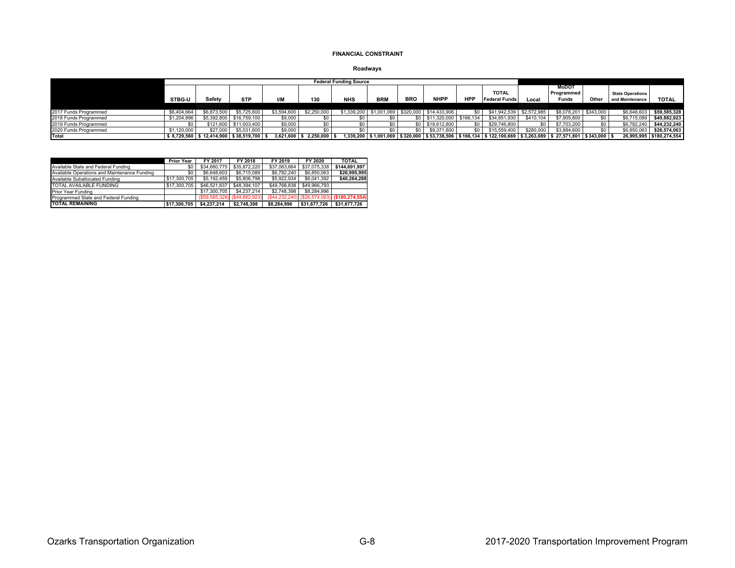**FINANCIAL CONSTRAINT**

**Roadways**

| | Federal Funding Source | | | | | | | | | | | | | | | | |
|---|---|---|---|---|---|---|---|---|---|---|---|---|---|---|---|---|---|
| | STBG-U | Safety | STP | I/M | 130 | NHS | BRM | BRO | NHPP | HPP | TOTAL Federal Funds | Local | MoDOT Programmed Funds | Other | State Operations and Maintenance | TOTAL |
| 2017 Funds Programmed | $6,404,664 | $6,873,500 | $5,725,600 | $3,594,600 | $2,250,000 | $1,339,200 | $1,001,069 | $320,000 | $14,433,906 | $0 | $41,942,539 | $2,572,985 | $8,078,201 | $343,000 | $6,648,603 | $59,585,328 |
| 2018 Funds Programmed | $1,204,896 | $5,392,800 | $16,759,100 | $9,000 | $0 | $0 | $0 | $0 | $11,320,000 | $166,134 | $34,851,930 | $410,104 | $7,905,800 | $0 | $6,715,089 | $49,882,923 |
| 2019 Funds Programmed | $0 | $121,600 | $11,003,400 | $9,000 | $0 | $0 | $0 | $0 | $18,612,800 | $0 | $29,746,800 | $0 | $7,703,200 | $0 | $6,782,240 | $44,232,240 |
| 2020 Funds Programmed | $1,120,000 | $27,000 | $5,031,600 | $9,000 | $0 | $0 | $0 | $0 | $9,371,800 | $0 | $15,559,400 | $280,000 | $3,884,600 | $0 | $6,850,063 | $26,574,063 |
| **Total** | **$ 8,729,560** | **$ 12,414,900** | **$ 38,519,700** | **$ 3,621,600** | **$ 2,250,000** | **$ 1,339,200** | **$ 1,001,069** | **$ 320,000** | **$ 53,738,506** | **$ 166,134** | **$ 122,100,669** | **$ 3,263,089** | **$ 27,571,801** | **$ 343,000** | **$ 26,995,995** | **$180,274,554** |

| | Prior Year | FY 2017 | FY 2018 | FY 2019 | FY 2020 | TOTAL |
|---|---|---|---|---|---|---|
| Available State and Federal Funding | $0 | $34,680,775 | $35,872,220 | $37,063,664 | $37,075,338 | $144,691,997 |
| Available Operations and Maintenance Funding | $0 | $6,648,603 | $6,715,089 | $6,782,240 | $6,850,063 | $26,995,995 |
| Available Suballocated Funding | $17,300,705 | $5,192,459 | $5,806,798 | $5,922,934 | $6,041,392 | $40,264,288 |
| TOTAL AVAILABLE FUNDING | $17,300,705 | $46,521,837 | $48,394,107 | $49,768,838 | $49,966,793 | |
| Prior Year Funding | | $17,300,705 | $4,237,214 | $2,748,398 | $8,284,996 | |
| Programmed State and Federal Funding | | ($59,585,328) | ($49,882,923) | ($44,232,240) | ($26,574,063) | ($180,274,554) |
| **TOTAL REMAINING** | **$17,300,705** | **$4,237,214** | **$2,748,398** | **$8,284,996** | **$31,677,726** | **$31,677,726** |